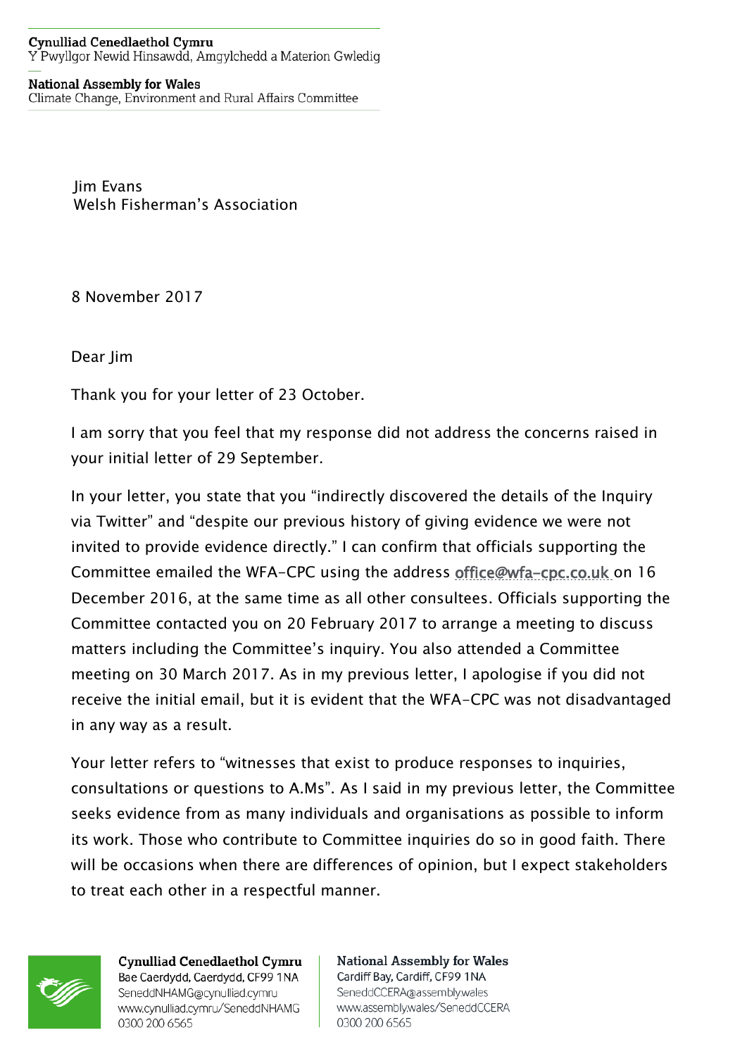**Cynulliad Cenedlaethol Cymru**
Y Pwyllgor Newid Hinsawdd, Amgylchedd a Materion Gwledig

**National Assembly for Wales**
Climate Change, Environment and Rural Affairs Committee

Jim Evans
Welsh Fisherman's Association

8 November 2017

Dear Jim

Thank you for your letter of 23 October.

I am sorry that you feel that my response did not address the concerns raised in your initial letter of 29 September.

In your letter, you state that you "indirectly discovered the details of the Inquiry via Twitter" and "despite our previous history of giving evidence we were not invited to provide evidence directly." I can confirm that officials supporting the Committee emailed the WFA-CPC using the address office@wfa-cpc.co.uk on 16 December 2016, at the same time as all other consultees. Officials supporting the Committee contacted you on 20 February 2017 to arrange a meeting to discuss matters including the Committee's inquiry. You also attended a Committee meeting on 30 March 2017. As in my previous letter, I apologise if you did not receive the initial email, but it is evident that the WFA-CPC was not disadvantaged in any way as a result.

Your letter refers to "witnesses that exist to produce responses to inquiries, consultations or questions to A.Ms". As I said in my previous letter, the Committee seeks evidence from as many individuals and organisations as possible to inform its work. Those who contribute to Committee inquiries do so in good faith. There will be occasions when there are differences of opinion, but I expect stakeholders to treat each other in a respectful manner.

**Cynulliad Cenedlaethol Cymru**
Bae Caerdydd, Caerdydd, CF99 1NA
SeneddNHAMG@cynulliad.cymru
www.cynulliad.cymru/SeneddNHAMG
0300 200 6565

**National Assembly for Wales**
Cardiff Bay, Cardiff, CF99 1NA
SeneddCCERA@assembly.wales
www.assembly.wales/SeneddCCERA
0300 200 6565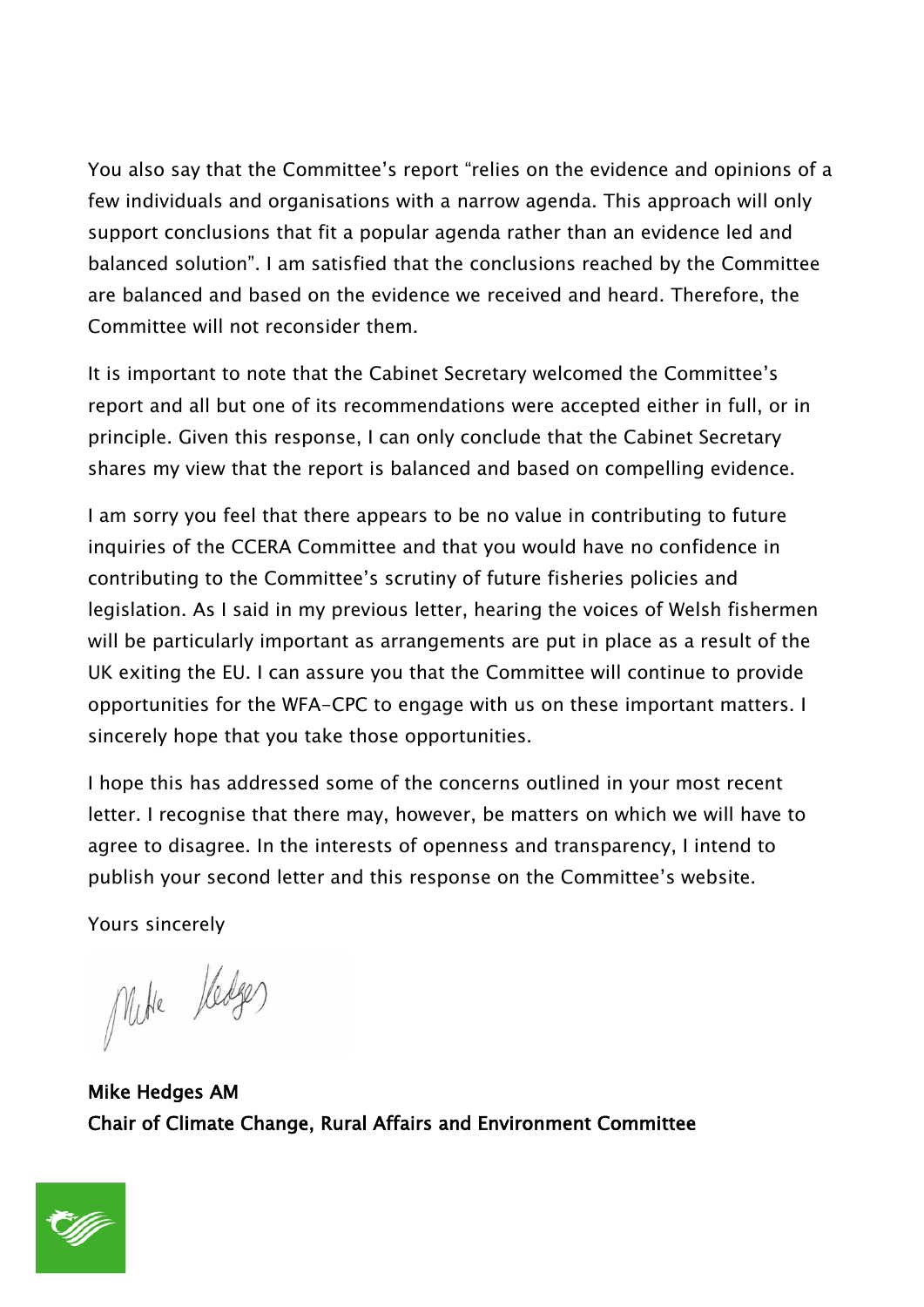You also say that the Committee's report "relies on the evidence and opinions of a few individuals and organisations with a narrow agenda. This approach will only support conclusions that fit a popular agenda rather than an evidence led and balanced solution". I am satisfied that the conclusions reached by the Committee are balanced and based on the evidence we received and heard. Therefore, the Committee will not reconsider them.

It is important to note that the Cabinet Secretary welcomed the Committee's report and all but one of its recommendations were accepted either in full, or in principle. Given this response, I can only conclude that the Cabinet Secretary shares my view that the report is balanced and based on compelling evidence.

I am sorry you feel that there appears to be no value in contributing to future inquiries of the CCERA Committee and that you would have no confidence in contributing to the Committee's scrutiny of future fisheries policies and legislation. As I said in my previous letter, hearing the voices of Welsh fishermen will be particularly important as arrangements are put in place as a result of the UK exiting the EU. I can assure you that the Committee will continue to provide opportunities for the WFA-CPC to engage with us on these important matters. I sincerely hope that you take those opportunities.

I hope this has addressed some of the concerns outlined in your most recent letter. I recognise that there may, however, be matters on which we will have to agree to disagree. In the interests of openness and transparency, I intend to publish your second letter and this response on the Committee's website.

Yours sincerely

**Mike Hedges AM**
**Chair of Climate Change, Rural Affairs and Environment Committee**